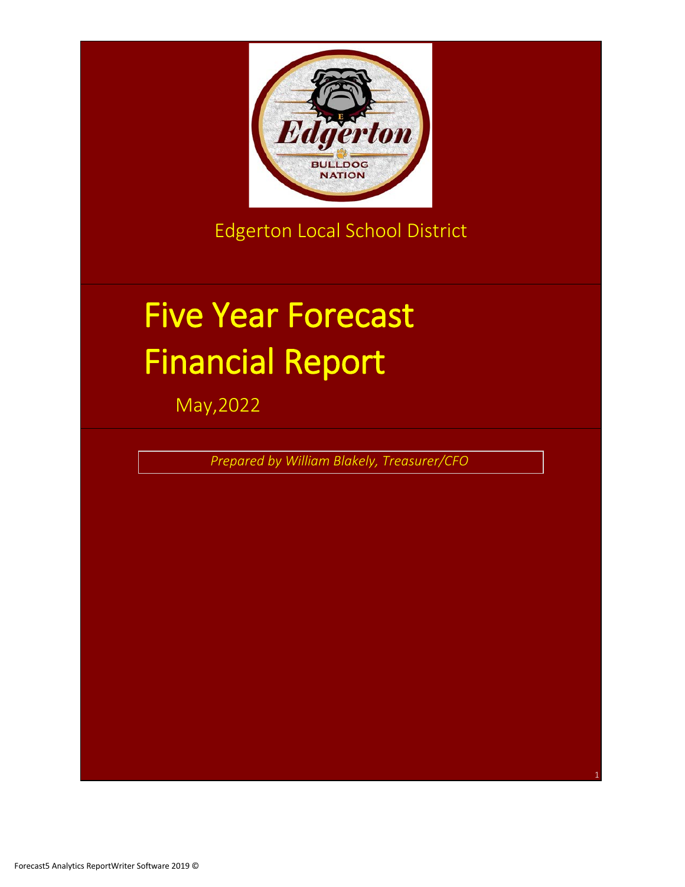Edgerton Local School District

# Five Year Forecast Financial Report

May,2022

*Prepared by William Blakely, Treasurer/CFO*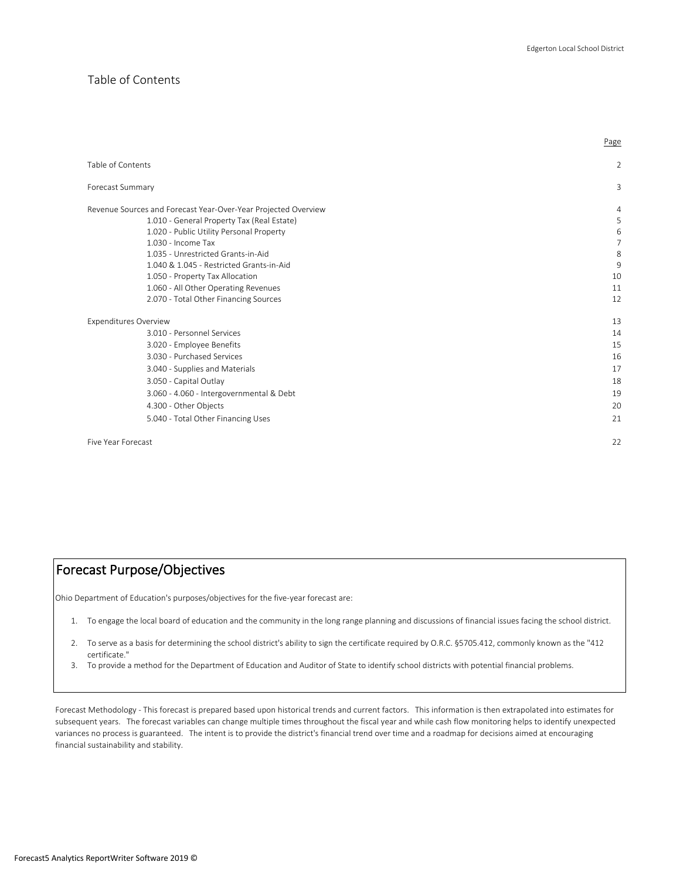## Table of Contents

| | Page |
|---|---|
| Table of Contents | 2 |
| Forecast Summary | 3 |
| Revenue Sources and Forecast Year-Over-Year Projected Overview | 4 |
| 1.010 - General Property Tax (Real Estate) | 5 |
| 1.020 - Public Utility Personal Property | 6 |
| 1.030 - Income Tax | 7 |
| 1.035 - Unrestricted Grants-in-Aid | 8 |
| 1.040 & 1.045 - Restricted Grants-in-Aid | 9 |
| 1.050 - Property Tax Allocation | 10 |
| 1.060 - All Other Operating Revenues | 11 |
| 2.070 - Total Other Financing Sources | 12 |
| Expenditures Overview | 13 |
| 3.010 - Personnel Services | 14 |
| 3.020 - Employee Benefits | 15 |
| 3.030 - Purchased Services | 16 |
| 3.040 - Supplies and Materials | 17 |
| 3.050 - Capital Outlay | 18 |
| 3.060 - 4.060 - Intergovernmental & Debt | 19 |
| 4.300 - Other Objects | 20 |
| 5.040 - Total Other Financing Uses | 21 |
| Five Year Forecast | 22 |

## Forecast Purpose/Objectives

Ohio Department of Education's purposes/objectives for the five-year forecast are:

1. To engage the local board of education and the community in the long range planning and discussions of financial issues facing the school district.
2. To serve as a basis for determining the school district's ability to sign the certificate required by O.R.C. §5705.412, commonly known as the "412 certificate."
3. To provide a method for the Department of Education and Auditor of State to identify school districts with potential financial problems.

Forecast Methodology - This forecast is prepared based upon historical trends and current factors. This information is then extrapolated into estimates for subsequent years. The forecast variables can change multiple times throughout the fiscal year and while cash flow monitoring helps to identify unexpected variances no process is guaranteed. The intent is to provide the district's financial trend over time and a roadmap for decisions aimed at encouraging financial sustainability and stability.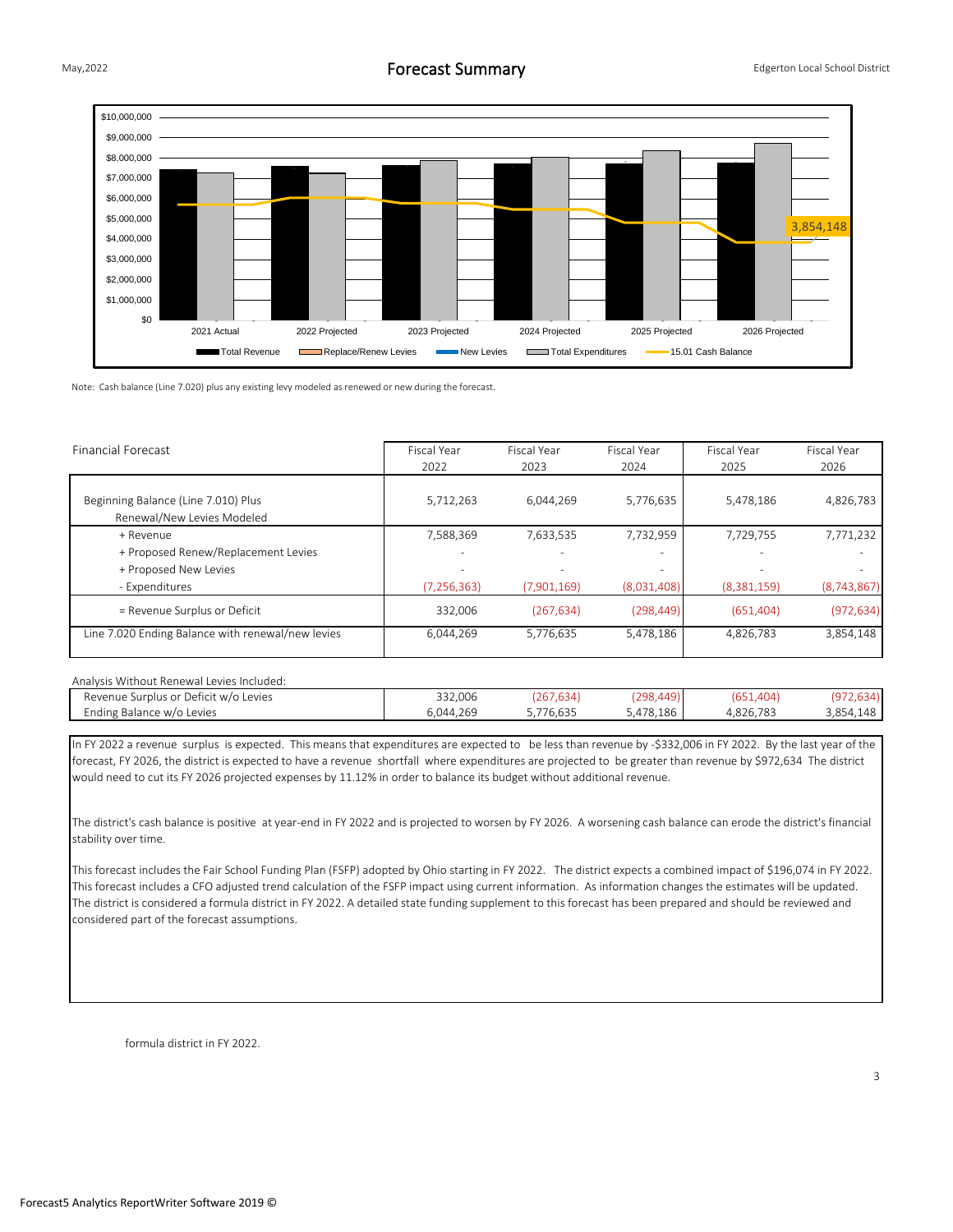# Forecast Summary

Note: Cash balance (Line 7.020) plus any existing levy modeled as renewed or new during the forecast.

| Financial Forecast | Fiscal Year 2022 | Fiscal Year 2023 | Fiscal Year 2024 | Fiscal Year 2025 | Fiscal Year 2026 |
|---|---|---|---|---|---|
| Beginning Balance (Line 7.010) Plus Renewal/New Levies Modeled | 5,712,263 | 6,044,269 | 5,776,635 | 5,478,186 | 4,826,783 |
| + Revenue | 7,588,369 | 7,633,535 | 7,732,959 | 7,729,755 | 7,771,232 |
| + Proposed Renew/Replacement Levies | - | - | - | - | - |
| + Proposed New Levies | - | - | - | - | - |
| - Expenditures | (7,256,363) | (7,901,169) | (8,031,408) | (8,381,159) | (8,743,867) |
| = Revenue Surplus or Deficit | 332,006 | (267,634) | (298,449) | (651,404) | (972,634) |
| Line 7.020 Ending Balance with renewal/new levies | 6,044,269 | 5,776,635 | 5,478,186 | 4,826,783 | 3,854,148 |

Analysis Without Renewal Levies Included:

| | | | | | |
|---|---|---|---|---|---|
| Revenue Surplus or Deficit w/o Levies | 332,006 | (267,634) | (298,449) | (651,404) | (972,634) |
| Ending Balance w/o Levies | 6,044,269 | 5,776,635 | 5,478,186 | 4,826,783 | 3,854,148 |

In FY 2022 a revenue surplus is expected. This means that expenditures are expected to be less than revenue by -$332,006 in FY 2022. By the last year of the forecast, FY 2026, the district is expected to have a revenue shortfall where expenditures are projected to be greater than revenue by $972,634 The district would need to cut its FY 2026 projected expenses by 11.12% in order to balance its budget without additional revenue.

The district's cash balance is positive at year-end in FY 2022 and is projected to worsen by FY 2026. A worsening cash balance can erode the district's financial stability over time.

This forecast includes the Fair School Funding Plan (FSFP) adopted by Ohio starting in FY 2022. The district expects a combined impact of $196,074 in FY 2022. This forecast includes a CFO adjusted trend calculation of the FSFP impact using current information. As information changes the estimates will be updated. The district is considered a formula district in FY 2022. A detailed state funding supplement to this forecast has been prepared and should be reviewed and considered part of the forecast assumptions.

formula district in FY 2022.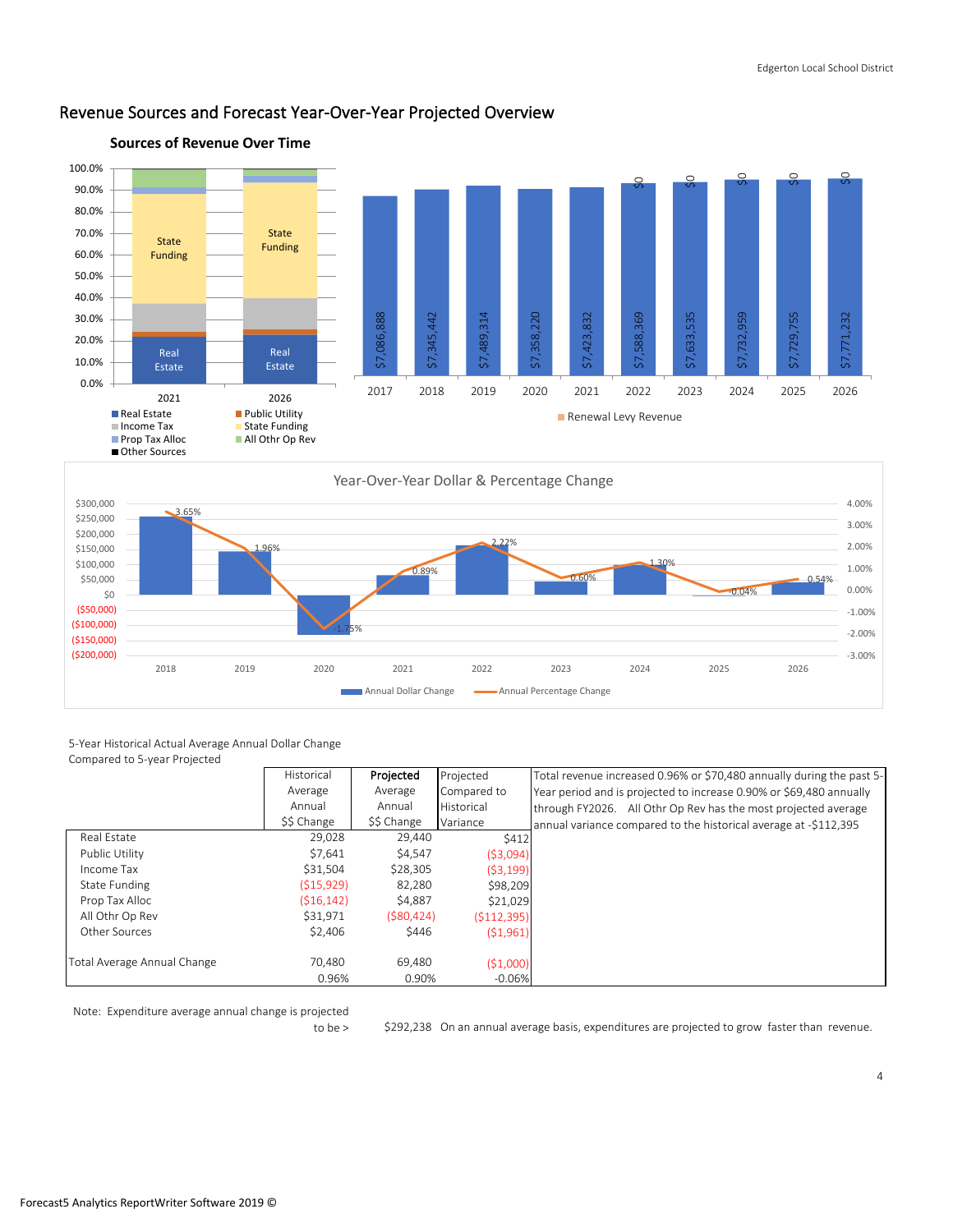## Revenue Sources and Forecast Year-Over-Year Projected Overview

**Sources of Revenue Over Time**

| | 2017 | 2018 | 2019 | 2020 | 2021 | 2022 | 2023 | 2024 | 2025 | 2026 |
|---|---|---|---|---|---|---|---|---|---|---|
| Total Revenue | $7,086,888 | $7,345,442 | $7,489,314 | $7,358,220 | $7,423,832 | $7,588,369 | $7,633,535 | $7,732,959 | $7,729,755 | $7,771,232 |
| Renewal Levy Revenue | | | | | | $0 | $0 | $0 | $0 | $0 |

Legend: Real Estate, Public Utility, Income Tax, State Funding, Prop Tax Alloc, All Othr Op Rev, Other Sources

**Year-Over-Year Dollar & Percentage Change**

| Year | 2018 | 2019 | 2020 | 2021 | 2022 | 2023 | 2024 | 2025 | 2026 |
|---|---|---|---|---|---|---|---|---|---|
| Annual Percentage Change | 3.65% | 1.96% | -1.75% | 0.89% | 2.22% | 0.60% | 1.30% | -0.04% | 0.54% |

5-Year Historical Actual Average Annual Dollar Change Compared to 5-year Projected

| | Historical Average Annual $$ Change | **Projected** Average Annual $$ Change | Projected Compared to Historical Variance |
|---|---|---|---|
| Real Estate | 29,028 | 29,440 | $412 |
| Public Utility | $7,641 | $4,547 | ($3,094) |
| Income Tax | $31,504 | $28,305 | ($3,199) |
| State Funding | ($15,929) | 82,280 | $98,209 |
| Prop Tax Alloc | ($16,142) | $4,887 | $21,029 |
| All Othr Op Rev | $31,971 | ($80,424) | ($112,395) |
| Other Sources | $2,406 | $446 | ($1,961) |
| Total Average Annual Change | 70,480 | 69,480 | ($1,000) |
| | 0.96% | 0.90% | -0.06% |

Total revenue increased 0.96% or $70,480 annually during the past 5-Year period and is projected to increase 0.90% or $69,480 annually through FY2026. All Othr Op Rev has the most projected average annual variance compared to the historical average at -$112,395

Note: Expenditure average annual change is projected to be > $292,238 On an annual average basis, expenditures are projected to grow faster than revenue.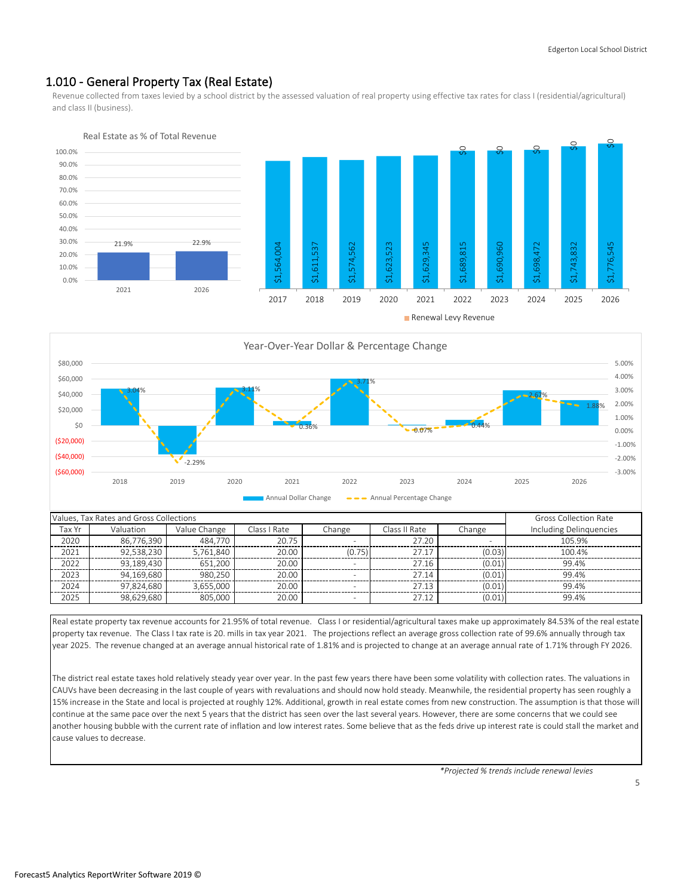## 1.010 - General Property Tax (Real Estate)

Revenue collected from taxes levied by a school district by the assessed valuation of real property using effective tax rates for class I (residential/agricultural) and class II (business).

Real Estate as % of Total Revenue

| Year | % |
|---|---|
| 2021 | 21.9% |
| 2026 | 22.9% |

| Year | Revenue | Renewal Levy Revenue |
|---|---|---|
| 2017 | $1,564,004 | |
| 2018 | $1,611,537 | |
| 2019 | $1,574,562 | |
| 2020 | $1,623,523 | |
| 2021 | $1,629,345 | |
| 2022 | $1,689,815 | $0 |
| 2023 | $1,690,960 | $0 |
| 2024 | $1,698,472 | $0 |
| 2025 | $1,743,832 | $0 |
| 2026 | $1,776,545 | $0 |

Year-Over-Year Dollar & Percentage Change

| Year | Annual Percentage Change |
|---|---|
| 2018 | 3.04% |
| 2019 | -2.29% |
| 2020 | 3.11% |
| 2021 | 0.36% |
| 2022 | 3.71% |
| 2023 | 0.07% |
| 2024 | 0.44% |
| 2025 | 2.67% |
| 2026 | 1.88% |

| Values, Tax Rates and Gross Collections | | | | | | | Gross Collection Rate |
|---|---|---|---|---|---|---|---|
| Tax Yr | Valuation | Value Change | Class I Rate | Change | Class II Rate | Change | Including Delinquencies |
| 2020 | 86,776,390 | 484,770 | 20.75 | - | 27.20 | - | 105.9% |
| 2021 | 92,538,230 | 5,761,840 | 20.00 | (0.75) | 27.17 | (0.03) | 100.4% |
| 2022 | 93,189,430 | 651,200 | 20.00 | - | 27.16 | (0.01) | 99.4% |
| 2023 | 94,169,680 | 980,250 | 20.00 | - | 27.14 | (0.01) | 99.4% |
| 2024 | 97,824,680 | 3,655,000 | 20.00 | - | 27.13 | (0.01) | 99.4% |
| 2025 | 98,629,680 | 805,000 | 20.00 | - | 27.12 | (0.01) | 99.4% |

Real estate property tax revenue accounts for 21.95% of total revenue. Class I or residential/agricultural taxes make up approximately 84.53% of the real estate property tax revenue. The Class I tax rate is 20. mills in tax year 2021. The projections reflect an average gross collection rate of 99.6% annually through tax year 2025. The revenue changed at an average annual historical rate of 1.81% and is projected to change at an average annual rate of 1.71% through FY 2026.

The district real estate taxes hold relatively steady year over year. In the past few years there have been some volatility with collection rates. The valuations in CAUVs have been decreasing in the last couple of years with revaluations and should now hold steady. Meanwhile, the residential property has seen roughly a 15% increase in the State and local is projected at roughly 12%. Additional, growth in real estate comes from new construction. The assumption is that those will continue at the same pace over the next 5 years that the district has seen over the last several years. However, there are some concerns that we could see another housing bubble with the current rate of inflation and low interest rates. Some believe that as the feds drive up interest rate is could stall the market and cause values to decrease.

*\*Projected % trends include renewal levies*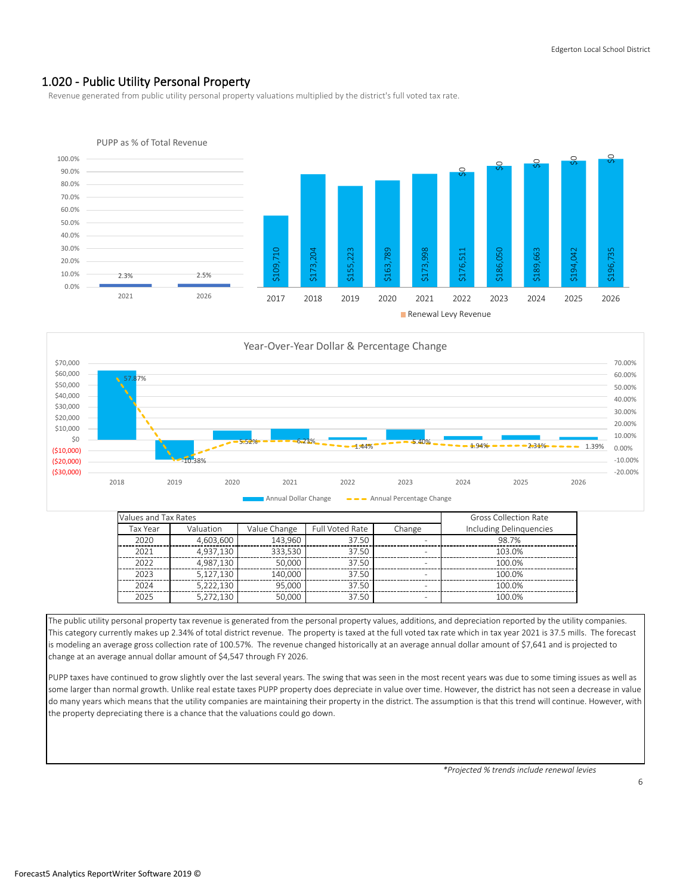## 1.020 - Public Utility Personal Property

Revenue generated from public utility personal property valuations multiplied by the district's full voted tax rate.

PUPP as % of Total Revenue

| Year | % |
|---|---|
| 2021 | 2.3% |
| 2026 | 2.5% |

| Year | Revenue | Renewal Levy Revenue |
|---|---|---|
| 2017 | $109,710 | |
| 2018 | $173,204 | |
| 2019 | $155,223 | |
| 2020 | $163,789 | |
| 2021 | $173,998 | |
| 2022 | $176,511 | $0 |
| 2023 | $186,050 | $0 |
| 2024 | $189,663 | $0 |
| 2025 | $194,042 | $0 |
| 2026 | $196,735 | $0 |

Year-Over-Year Dollar & Percentage Change

| Year | Annual Percentage Change |
|---|---|
| 2018 | 57.87% |
| 2019 | -10.38% |
| 2020 | 5.52% |
| 2021 | 6.23% |
| 2022 | 1.44% |
| 2023 | 5.40% |
| 2024 | 1.94% |
| 2025 | 2.31% |
| 2026 | 1.39% |

| Values and Tax Rates | | | | | Gross Collection Rate |
|---|---|---|---|---|---|
| Tax Year | Valuation | Value Change | Full Voted Rate | Change | Including Delinquencies |
| 2020 | 4,603,600 | 143,960 | 37.50 | - | 98.7% |
| 2021 | 4,937,130 | 333,530 | 37.50 | - | 103.0% |
| 2022 | 4,987,130 | 50,000 | 37.50 | - | 100.0% |
| 2023 | 5,127,130 | 140,000 | 37.50 | - | 100.0% |
| 2024 | 5,222,130 | 95,000 | 37.50 | - | 100.0% |
| 2025 | 5,272,130 | 50,000 | 37.50 | - | 100.0% |

The public utility personal property tax revenue is generated from the personal property values, additions, and depreciation reported by the utility companies. This category currently makes up 2.34% of total district revenue. The property is taxed at the full voted tax rate which in tax year 2021 is 37.5 mills. The forecast is modeling an average gross collection rate of 100.57%. The revenue changed historically at an average annual dollar amount of $7,641 and is projected to change at an average annual dollar amount of $4,547 through FY 2026.

PUPP taxes have continued to grow slightly over the last several years. The swing that was seen in the most recent years was due to some timing issues as well as some larger than normal growth. Unlike real estate taxes PUPP property does depreciate in value over time. However, the district has not seen a decrease in value do many years which means that the utility companies are maintaining their property in the district. The assumption is that this trend will continue. However, with the property depreciating there is a chance that the valuations could go down.

*\*Projected % trends include renewal levies*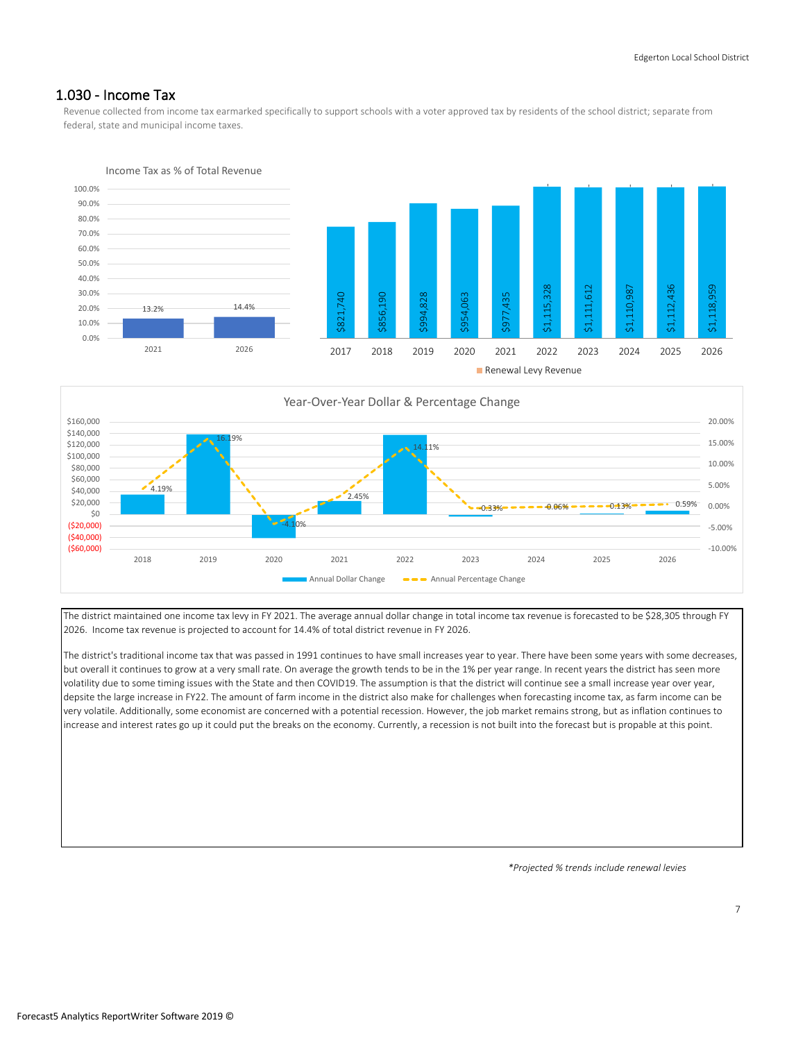## 1.030 - Income Tax

Revenue collected from income tax earmarked specifically to support schools with a voter approved tax by residents of the school district; separate from federal, state and municipal income taxes.

**Income Tax as % of Total Revenue**

| Year | % |
|---|---|
| 2021 | 13.2% |
| 2026 | 14.4% |

| Year | Income Tax Revenue |
|---|---|
| 2017 | $821,740 |
| 2018 | $856,190 |
| 2019 | $994,828 |
| 2020 | $954,063 |
| 2021 | $977,435 |
| 2022 | $1,115,328 |
| 2023 | $1,111,612 |
| 2024 | $1,110,987 |
| 2025 | $1,112,436 |
| 2026 | $1,118,959 |

Renewal Levy Revenue

**Year-Over-Year Dollar & Percentage Change**

| Year | Annual Percentage Change |
|---|---|
| 2018 | 4.19% |
| 2019 | 16.19% |
| 2020 | -4.10% |
| 2021 | 2.45% |
| 2022 | 14.11% |
| 2023 | -0.33% |
| 2024 | -0.06% |
| 2025 | 0.13% |
| 2026 | 0.59% |

Annual Dollar Change — Annual Percentage Change

The district maintained one income tax levy in FY 2021. The average annual dollar change in total income tax revenue is forecasted to be $28,305 through FY 2026. Income tax revenue is projected to account for 14.4% of total district revenue in FY 2026.

The district's traditional income tax that was passed in 1991 continues to have small increases year to year. There have been some years with some decreases, but overall it continues to grow at a very small rate. On average the growth tends to be in the 1% per year range. In recent years the district has seen more volatility due to some timing issues with the State and then COVID19. The assumption is that the district will continue see a small increase year over year, depsite the large increase in FY22. The amount of farm income in the district also make for challenges when forecasting income tax, as farm income can be very volatile. Additionally, some economist are concerned with a potential recession. However, the job market remains strong, but as inflation continues to increase and interest rates go up it could put the breaks on the economy. Currently, a recession is not built into the forecast but is propable at this point.

*\*Projected % trends include renewal levies*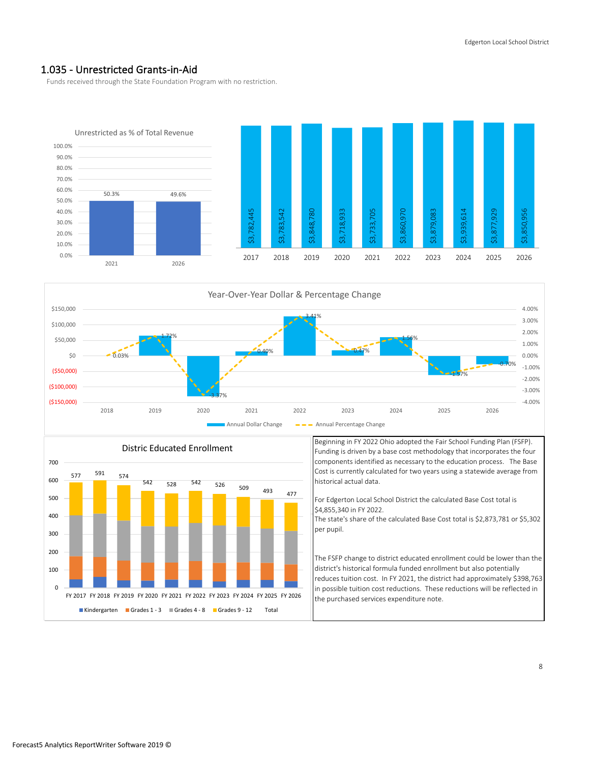## 1.035 - Unrestricted Grants-in-Aid

Funds received through the State Foundation Program with no restriction.

**Unrestricted as % of Total Revenue**

| Year | % |
|---|---|
| 2021 | 50.3% |
| 2026 | 49.6% |

| Year | Amount |
|---|---|
| 2017 | $3,782,445 |
| 2018 | $3,783,542 |
| 2019 | $3,848,780 |
| 2020 | $3,718,933 |
| 2021 | $3,733,705 |
| 2022 | $3,860,970 |
| 2023 | $3,879,083 |
| 2024 | $3,939,614 |
| 2025 | $3,877,929 |
| 2026 | $3,850,956 |

**Year-Over-Year Dollar & Percentage Change**

| Year | Annual Percentage Change |
|---|---|
| 2018 | 0.03% |
| 2019 | 1.72% |
| 2020 | -3.37% |
| 2021 | 0.40% |
| 2022 | 3.41% |
| 2023 | 0.47% |
| 2024 | 1.56% |
| 2025 | -1.57% |
| 2026 | -0.70% |

**Distric Educated Enrollment**

| | FY 2017 | FY 2018 | FY 2019 | FY 2020 | FY 2021 | FY 2022 | FY 2023 | FY 2024 | FY 2025 | FY 2026 |
|---|---|---|---|---|---|---|---|---|---|---|
| Total | 577 | 591 | 574 | 542 | 528 | 542 | 526 | 509 | 493 | 477 |

Kindergarten, Grades 1 - 3, Grades 4 - 8, Grades 9 - 12, Total

Beginning in FY 2022 Ohio adopted the Fair School Funding Plan (FSFP). Funding is driven by a base cost methodology that incorporates the four components identified as necessary to the education process. The Base Cost is currently calculated for two years using a statewide average from historical actual data.

For Edgerton Local School District the calculated Base Cost total is $4,855,340 in FY 2022.
The state's share of the calculated Base Cost total is $2,873,781 or $5,302 per pupil.

The FSFP change to district educated enrollment could be lower than the district's historical formula funded enrollment but also potentially reduces tuition cost. In FY 2021, the district had approximately $398,763 in possible tuition cost reductions. These reductions will be reflected in the purchased services expenditure note.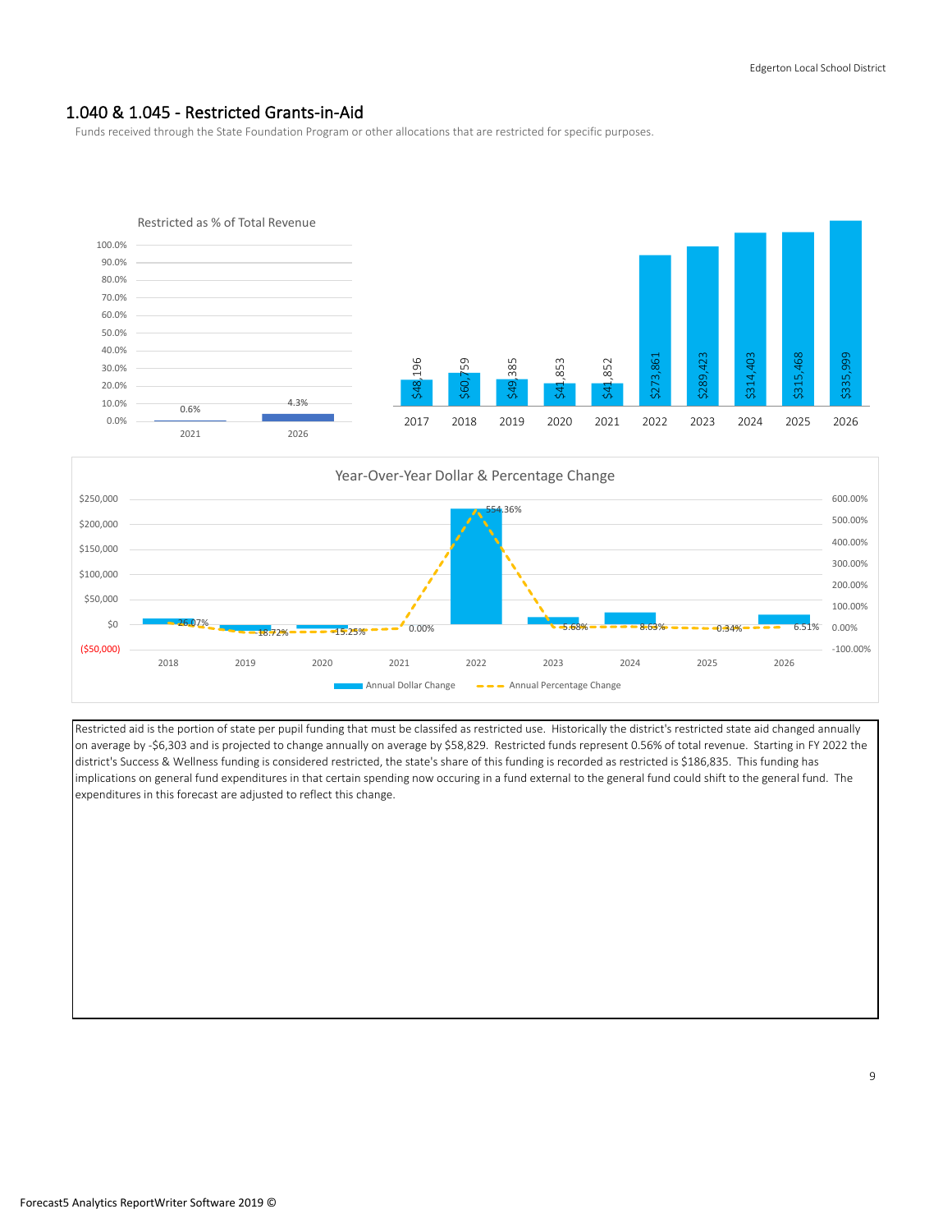## 1.040 & 1.045 - Restricted Grants-in-Aid

Funds received through the State Foundation Program or other allocations that are restricted for specific purposes.

Restricted as % of Total Revenue

| Year | % |
|---|---|
| 2021 | 0.6% |
| 2026 | 4.3% |

| 2017 | 2018 | 2019 | 2020 | 2021 | 2022 | 2023 | 2024 | 2025 | 2026 |
|---|---|---|---|---|---|---|---|---|---|
| $48,196 | $60,759 | $49,385 | $41,853 | $41,852 | $273,861 | $289,423 | $314,403 | $315,468 | $335,999 |

Year-Over-Year Dollar & Percentage Change

| | 2018 | 2019 | 2020 | 2021 | 2022 | 2023 | 2024 | 2025 | 2026 |
|---|---|---|---|---|---|---|---|---|---|
| Annual Percentage Change | 26.07% | -18.72% | -15.25% | 0.00% | 554.36% | 5.68% | 8.63% | 0.34% | 6.51% |

Restricted aid is the portion of state per pupil funding that must be classifed as restricted use. Historically the district's restricted state aid changed annually on average by -$6,303 and is projected to change annually on average by $58,829. Restricted funds represent 0.56% of total revenue. Starting in FY 2022 the district's Success & Wellness funding is considered restricted, the state's share of this funding is recorded as restricted is $186,835. This funding has implications on general fund expenditures in that certain spending now occuring in a fund external to the general fund could shift to the general fund. The expenditures in this forecast are adjusted to reflect this change.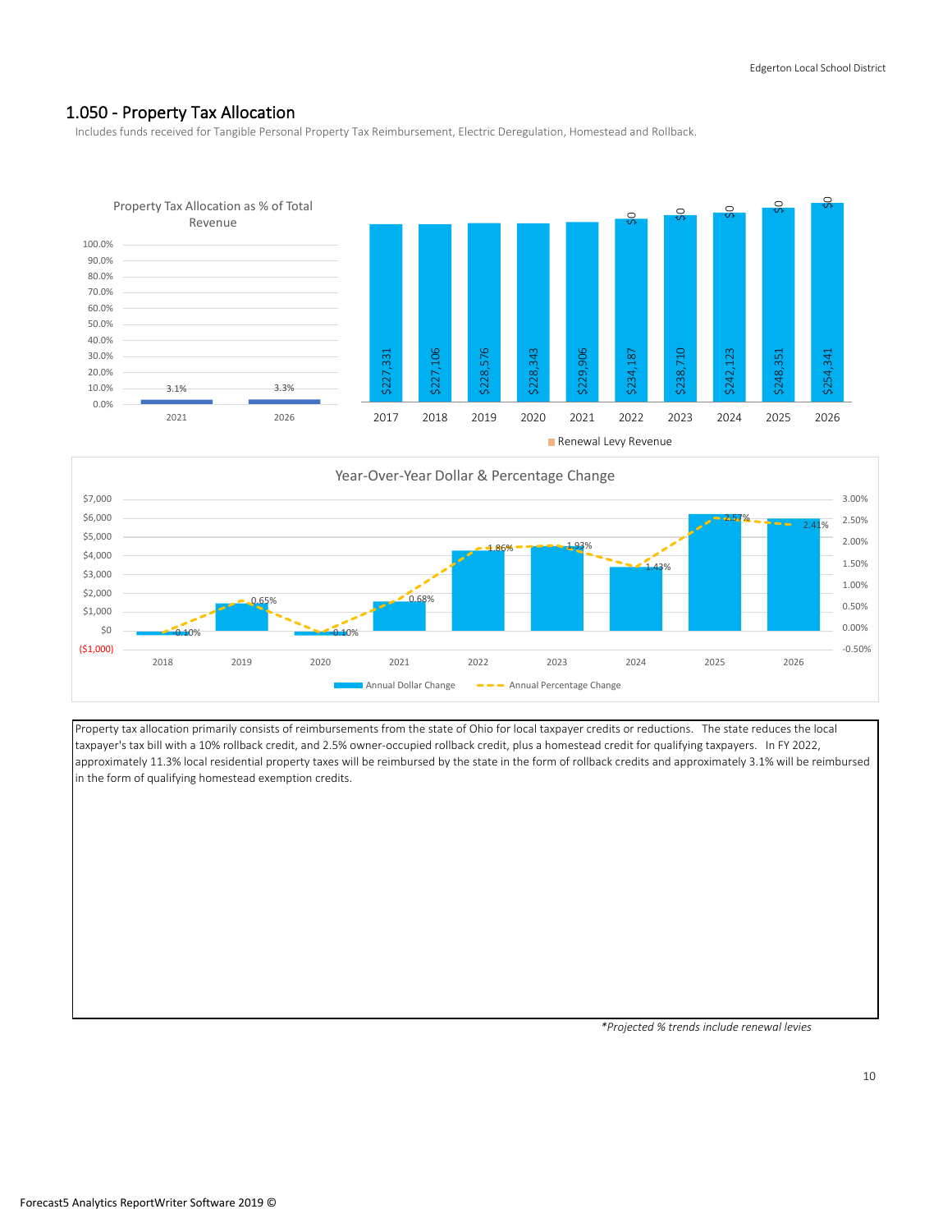## 1.050 - Property Tax Allocation

Includes funds received for Tangible Personal Property Tax Reimbursement, Electric Deregulation, Homestead and Rollback.

**Property Tax Allocation as % of Total Revenue**

| Year | % of Total Revenue |
|---|---|
| 2021 | 3.1% |
| 2026 | 3.3% |

| Year | Property Tax Allocation | Renewal Levy Revenue |
|---|---|---|
| 2017 | $227,331 | |
| 2018 | $227,106 | |
| 2019 | $228,576 | |
| 2020 | $228,343 | |
| 2021 | $229,906 | |
| 2022 | $234,187 | $0 |
| 2023 | $238,710 | $0 |
| 2024 | $242,123 | $0 |
| 2025 | $248,351 | $0 |
| 2026 | $254,341 | $0 |

**Year-Over-Year Dollar & Percentage Change**

| Year | Annual Percentage Change |
|---|---|
| 2018 | -0.10% |
| 2019 | 0.65% |
| 2020 | -0.10% |
| 2021 | 0.68% |
| 2022 | 1.86% |
| 2023 | 1.93% |
| 2024 | 1.43% |
| 2025 | 2.57% |
| 2026 | 2.41% |

Property tax allocation primarily consists of reimbursements from the state of Ohio for local taxpayer credits or reductions. The state reduces the local taxpayer's tax bill with a 10% rollback credit, and 2.5% owner-occupied rollback credit, plus a homestead credit for qualifying taxpayers. In FY 2022, approximately 11.3% local residential property taxes will be reimbursed by the state in the form of rollback credits and approximately 3.1% will be reimbursed in the form of qualifying homestead exemption credits.

*\*Projected % trends include renewal levies*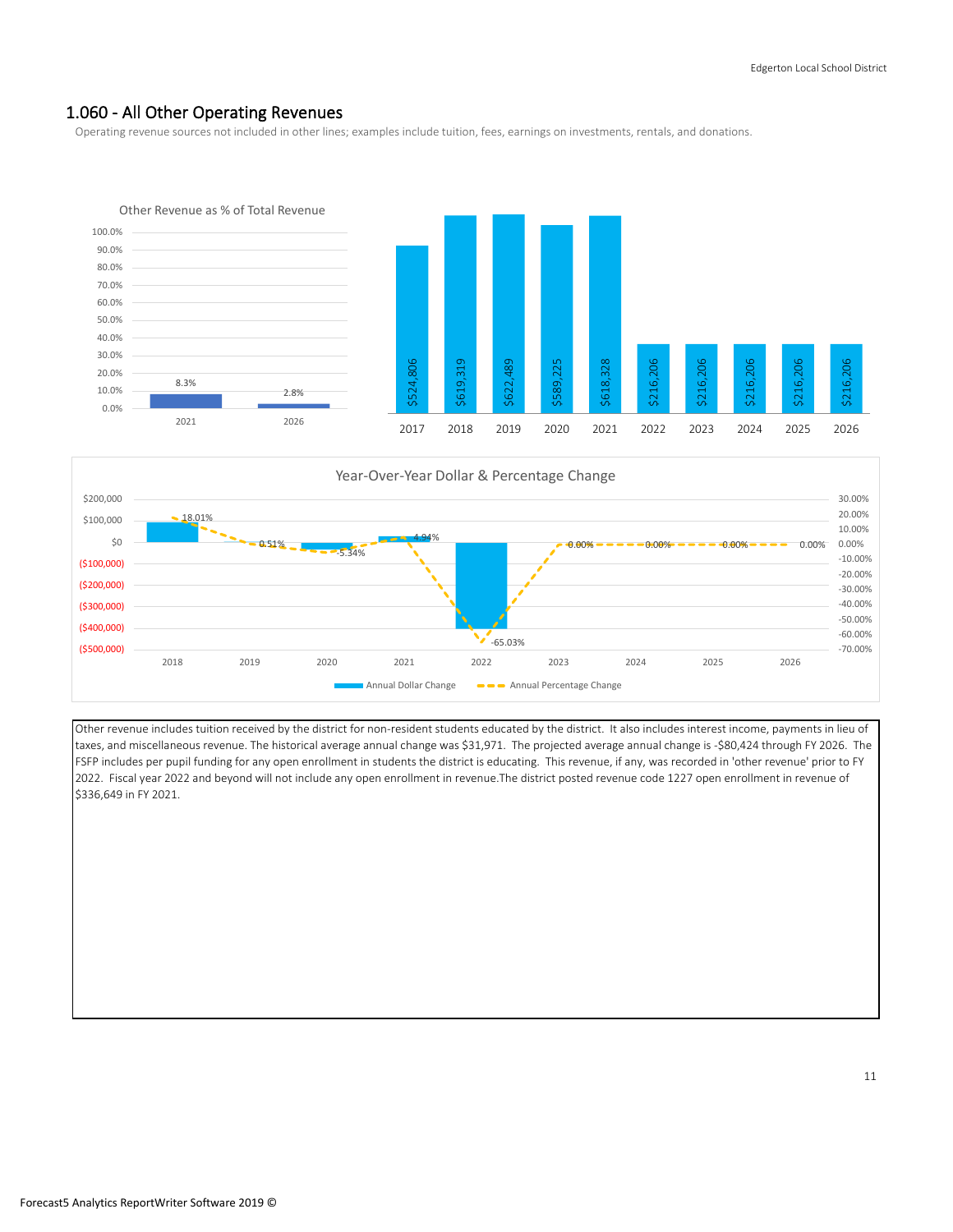## 1.060 - All Other Operating Revenues

Operating revenue sources not included in other lines; examples include tuition, fees, earnings on investments, rentals, and donations.

Other Revenue as % of Total Revenue

| Year | % |
|---|---|
| 2021 | 8.3% |
| 2026 | 2.8% |

| 2017 | 2018 | 2019 | 2020 | 2021 | 2022 | 2023 | 2024 | 2025 | 2026 |
|---|---|---|---|---|---|---|---|---|---|
| $524,806 | $619,319 | $622,489 | $589,225 | $618,328 | $216,206 | $216,206 | $216,206 | $216,206 | $216,206 |

Year-Over-Year Dollar & Percentage Change

| | 2018 | 2019 | 2020 | 2021 | 2022 | 2023 | 2024 | 2025 | 2026 |
|---|---|---|---|---|---|---|---|---|---|
| Annual Percentage Change | 18.01% | 0.51% | -5.34% | 4.94% | -65.03% | 0.00% | 0.00% | 0.00% | 0.00% |

Other revenue includes tuition received by the district for non-resident students educated by the district. It also includes interest income, payments in lieu of taxes, and miscellaneous revenue. The historical average annual change was $31,971. The projected average annual change is -$80,424 through FY 2026. The FSFP includes per pupil funding for any open enrollment in students the district is educating. This revenue, if any, was recorded in 'other revenue' prior to FY 2022. Fiscal year 2022 and beyond will not include any open enrollment in revenue.The district posted revenue code 1227 open enrollment in revenue of $336,649 in FY 2021.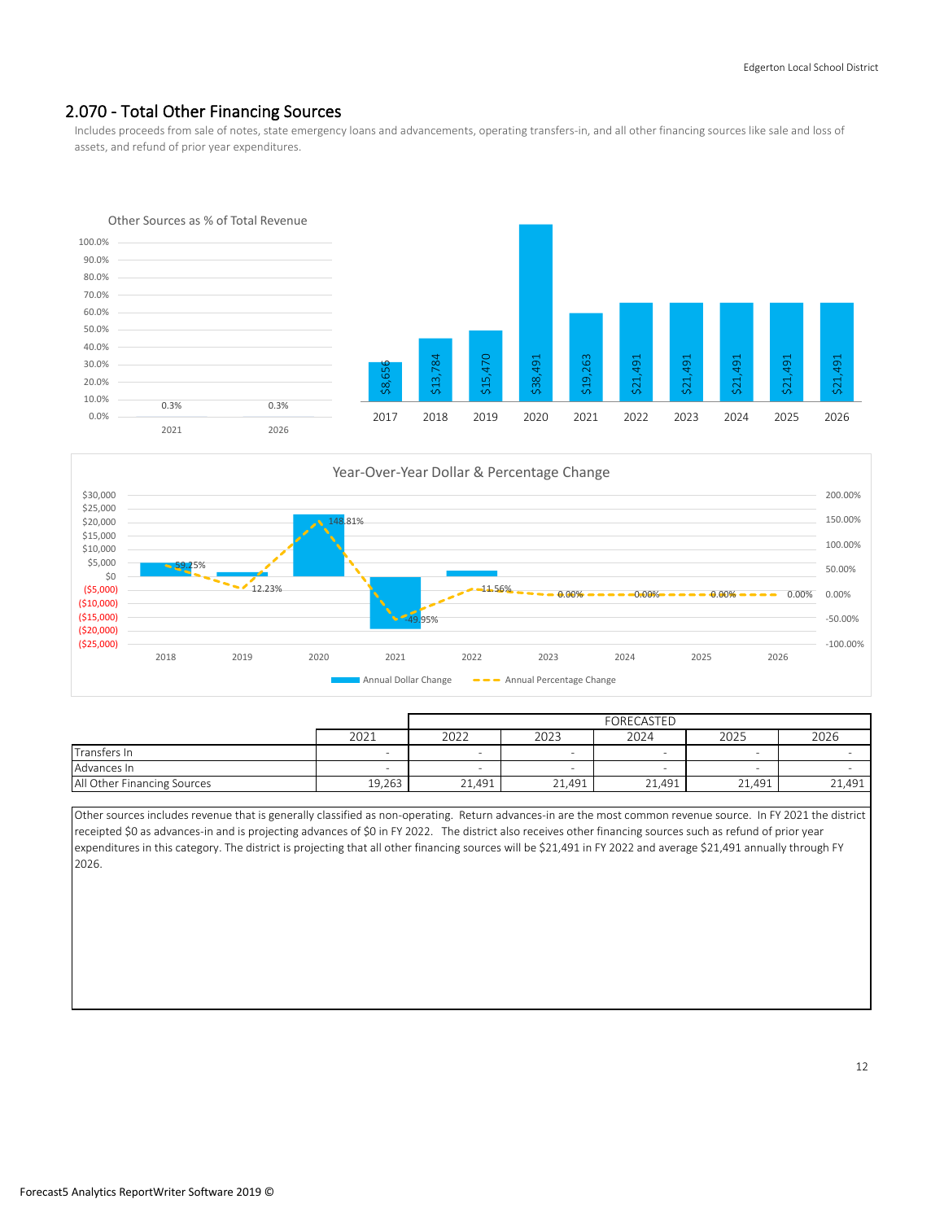## 2.070 - Total Other Financing Sources

Includes proceeds from sale of notes, state emergency loans and advancements, operating transfers-in, and all other financing sources like sale and loss of assets, and refund of prior year expenditures.

Other Sources as % of Total Revenue

| 2021 | 2026 |
|---|---|
| 0.3% | 0.3% |

| 2017 | 2018 | 2019 | 2020 | 2021 | 2022 | 2023 | 2024 | 2025 | 2026 |
|---|---|---|---|---|---|---|---|---|---|
| $8,656 | $13,784 | $15,470 | $38,491 | $19,263 | $21,491 | $21,491 | $21,491 | $21,491 | $21,491 |

Year-Over-Year Dollar & Percentage Change

| | 2018 | 2019 | 2020 | 2021 | 2022 | 2023 | 2024 | 2025 | 2026 |
|---|---|---|---|---|---|---|---|---|---|
| Annual Percentage Change | 59.25% | 12.23% | 148.81% | -49.95% | 11.56% | 0.00% | 0.00% | 0.00% | 0.00% |

| | 2021 | FORECASTED | | | | |
|---|---|---|---|---|---|---|
| | | 2022 | 2023 | 2024 | 2025 | 2026 |
| Transfers In | - | - | - | - | - | - |
| Advances In | - | - | - | - | - | - |
| All Other Financing Sources | 19,263 | 21,491 | 21,491 | 21,491 | 21,491 | 21,491 |

Other sources includes revenue that is generally classified as non-operating. Return advances-in are the most common revenue source. In FY 2021 the district receipted $0 as advances-in and is projecting advances of $0 in FY 2022. The district also receives other financing sources such as refund of prior year expenditures in this category. The district is projecting that all other financing sources will be $21,491 in FY 2022 and average $21,491 annually through FY 2026.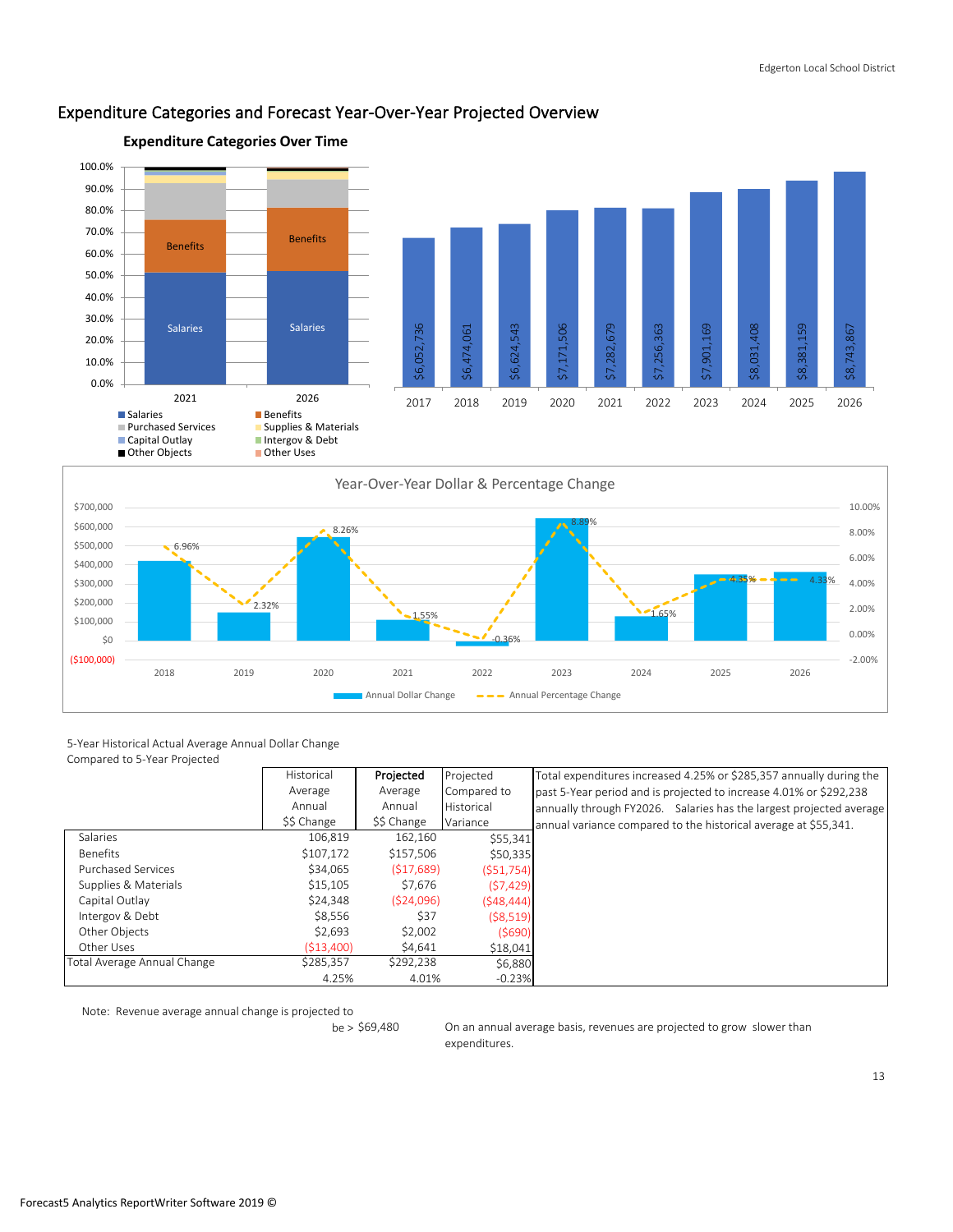## Expenditure Categories and Forecast Year-Over-Year Projected Overview

**Expenditure Categories Over Time**

| Fiscal Year | Total Expenditures |
|---|---|
| 2017 | $6,052,736 |
| 2018 | $6,474,061 |
| 2019 | $6,624,543 |
| 2020 | $7,171,506 |
| 2021 | $7,282,679 |
| 2022 | $7,256,363 |
| 2023 | $7,901,169 |
| 2024 | $8,031,408 |
| 2025 | $8,381,159 |
| 2026 | $8,743,867 |

Legend: Salaries, Benefits, Purchased Services, Supplies & Materials, Capital Outlay, Intergov & Debt, Other Objects, Other Uses

**Year-Over-Year Dollar & Percentage Change**

| Year | Annual Percentage Change |
|---|---|
| 2018 | 6.96% |
| 2019 | 2.32% |
| 2020 | 8.26% |
| 2021 | 1.55% |
| 2022 | -0.36% |
| 2023 | 8.89% |
| 2024 | 1.65% |
| 2025 | 4.35% |
| 2026 | 4.33% |

Annual Dollar Change / Annual Percentage Change

5-Year Historical Actual Average Annual Dollar Change Compared to 5-Year Projected

| | Historical Average Annual $$ Change | **Projected** Average Annual $$ Change | Projected Compared to Historical Variance |
|---|---|---|---|
| Salaries | 106,819 | 162,160 | $55,341 |
| Benefits | $107,172 | $157,506 | $50,335 |
| Purchased Services | $34,065 | ($17,689) | ($51,754) |
| Supplies & Materials | $15,105 | $7,676 | ($7,429) |
| Capital Outlay | $24,348 | ($24,096) | ($48,444) |
| Intergov & Debt | $8,556 | $37 | ($8,519) |
| Other Objects | $2,693 | $2,002 | ($690) |
| Other Uses | ($13,400) | $4,641 | $18,041 |
| Total Average Annual Change | $285,357 | $292,238 | $6,880 |
| | 4.25% | 4.01% | -0.23% |

Total expenditures increased 4.25% or $285,357 annually during the past 5-Year period and is projected to increase 4.01% or $292,238 annually through FY2026. Salaries has the largest projected average annual variance compared to the historical average at $55,341.

Note: Revenue average annual change is projected to be > $69,480

On an annual average basis, revenues are projected to grow slower than expenditures.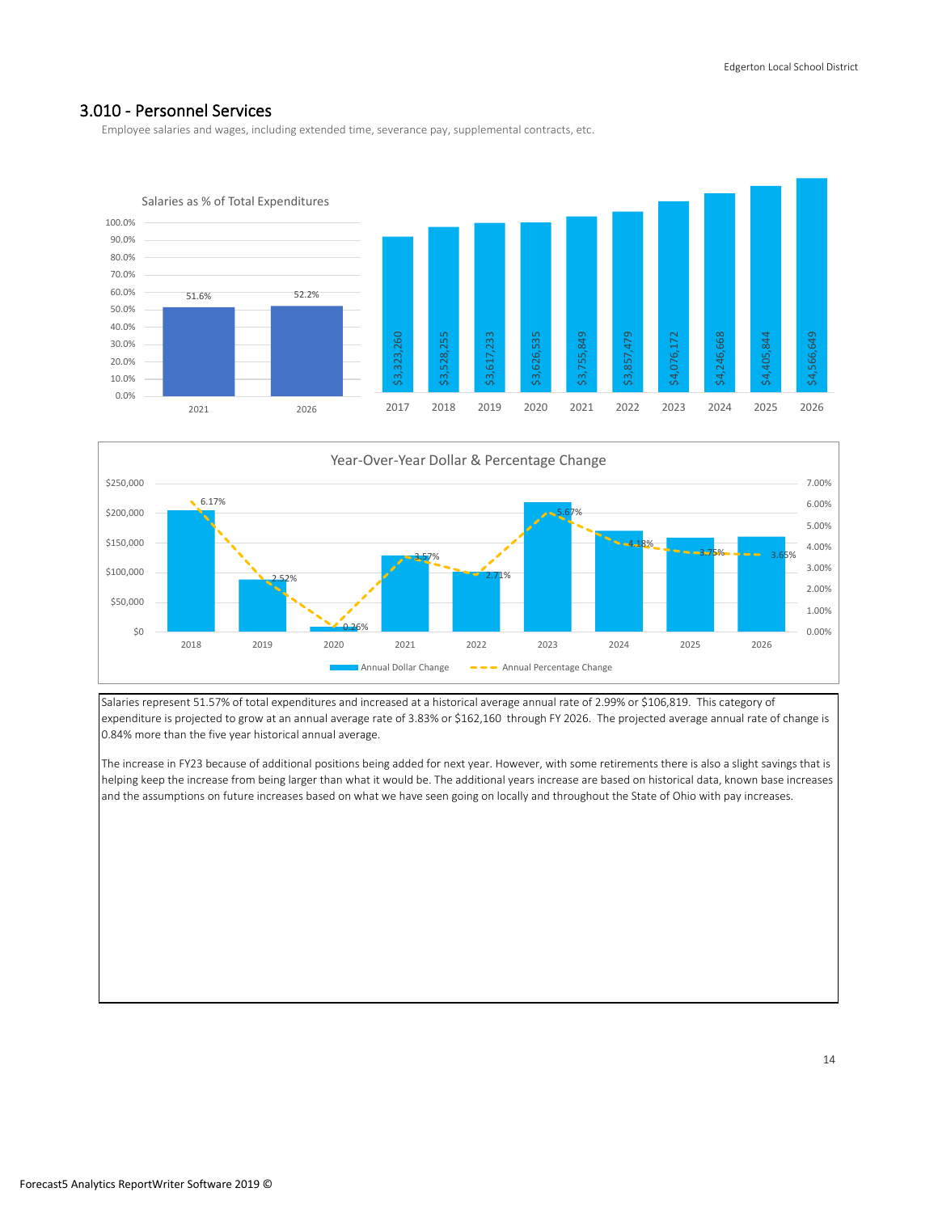## 3.010 - Personnel Services

Employee salaries and wages, including extended time, severance pay, supplemental contracts, etc.

**Salaries as % of Total Expenditures**

| Year | % |
|---|---|
| 2021 | 51.6% |
| 2026 | 52.2% |

| Year | Amount |
|---|---|
| 2017 | $3,323,260 |
| 2018 | $3,528,255 |
| 2019 | $3,617,233 |
| 2020 | $3,626,535 |
| 2021 | $3,755,849 |
| 2022 | $3,857,479 |
| 2023 | $4,076,172 |
| 2024 | $4,246,668 |
| 2025 | $4,405,844 |
| 2026 | $4,566,649 |

**Year-Over-Year Dollar & Percentage Change**

| Year | Annual Percentage Change |
|---|---|
| 2018 | 6.17% |
| 2019 | 2.52% |
| 2020 | 0.26% |
| 2021 | 3.57% |
| 2022 | 2.71% |
| 2023 | 5.67% |
| 2024 | 4.18% |
| 2025 | 3.75% |
| 2026 | 3.65% |

Salaries represent 51.57% of total expenditures and increased at a historical average annual rate of 2.99% or $106,819. This category of expenditure is projected to grow at an annual average rate of 3.83% or $162,160 through FY 2026. The projected average annual rate of change is 0.84% more than the five year historical annual average.

The increase in FY23 because of additional positions being added for next year. However, with some retirements there is also a slight savings that is helping keep the increase from being larger than what it would be. The additional years increase are based on historical data, known base increases and the assumptions on future increases based on what we have seen going on locally and throughout the State of Ohio with pay increases.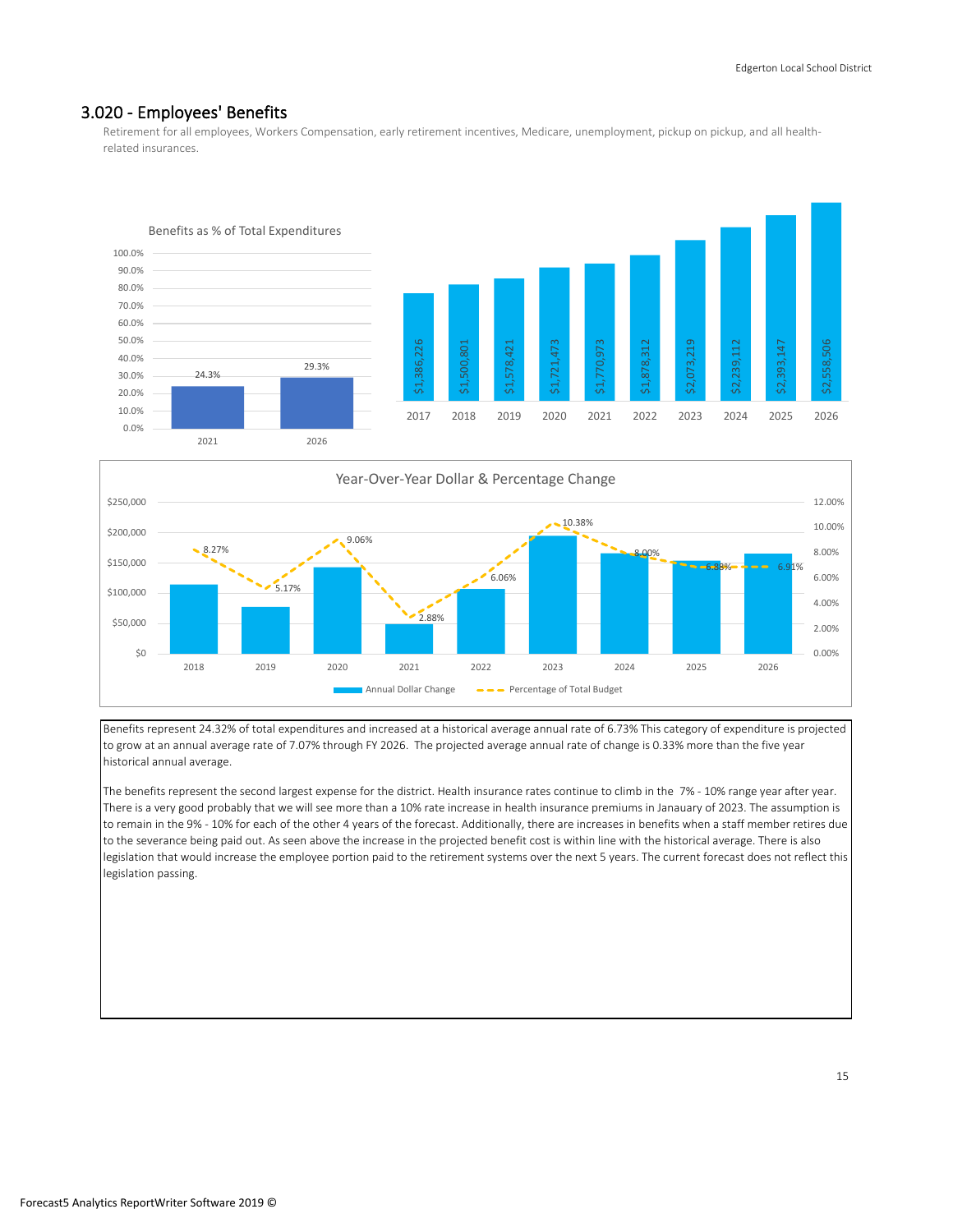## 3.020 - Employees' Benefits

Retirement for all employees, Workers Compensation, early retirement incentives, Medicare, unemployment, pickup on pickup, and all health-related insurances.

**Benefits as % of Total Expenditures**

| Year | % |
|---|---|
| 2021 | 24.3% |
| 2026 | 29.3% |

| 2017 | 2018 | 2019 | 2020 | 2021 | 2022 | 2023 | 2024 | 2025 | 2026 |
|---|---|---|---|---|---|---|---|---|---|
| $1,386,226 | $1,500,801 | $1,578,421 | $1,721,473 | $1,770,973 | $1,878,312 | $2,073,219 | $2,239,112 | $2,393,147 | $2,558,506 |

**Year-Over-Year Dollar & Percentage Change**

| Year | Percentage of Total Budget |
|---|---|
| 2018 | 8.27% |
| 2019 | 5.17% |
| 2020 | 9.06% |
| 2021 | 2.88% |
| 2022 | 6.06% |
| 2023 | 10.38% |
| 2024 | 8.00% |
| 2025 | 6.88% |
| 2026 | 6.91% |

Benefits represent 24.32% of total expenditures and increased at a historical average annual rate of 6.73% This category of expenditure is projected to grow at an annual average rate of 7.07% through FY 2026. The projected average annual rate of change is 0.33% more than the five year historical annual average.

The benefits represent the second largest expense for the district. Health insurance rates continue to climb in the 7% - 10% range year after year. There is a very good probably that we will see more than a 10% rate increase in health insurance premiums in Janauary of 2023. The assumption is to remain in the 9% - 10% for each of the other 4 years of the forecast. Additionally, there are increases in benefits when a staff member retires due to the severance being paid out. As seen above the increase in the projected benefit cost is within line with the historical average. There is also legislation that would increase the employee portion paid to the retirement systems over the next 5 years. The current forecast does not reflect this legislation passing.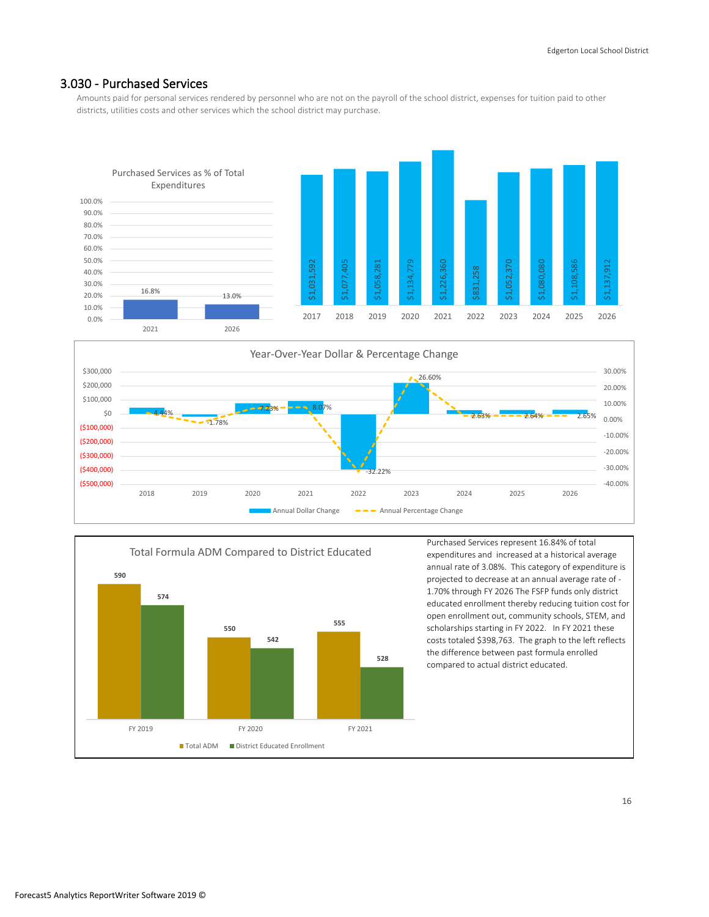## 3.030 - Purchased Services

Amounts paid for personal services rendered by personnel who are not on the payroll of the school district, expenses for tuition paid to other districts, utilities costs and other services which the school district may purchase.

**Purchased Services as % of Total Expenditures**

| Year | % |
|---|---|
| 2021 | 16.8% |
| 2026 | 13.0% |

| Year | Amount |
|---|---|
| 2017 | $1,031,592 |
| 2018 | $1,077,405 |
| 2019 | $1,058,281 |
| 2020 | $1,134,779 |
| 2021 | $1,226,360 |
| 2022 | $831,258 |
| 2023 | $1,052,370 |
| 2024 | $1,080,080 |
| 2025 | $1,108,586 |
| 2026 | $1,137,912 |

**Year-Over-Year Dollar & Percentage Change**

| Year | Annual Percentage Change |
|---|---|
| 2018 | 4.44% |
| 2019 | -1.78% |
| 2020 | 7.23% |
| 2021 | 8.07% |
| 2022 | -32.22% |
| 2023 | 26.60% |
| 2024 | 2.63% |
| 2025 | 2.64% |
| 2026 | 2.65% |

**Total Formula ADM Compared to District Educated**

| | FY 2019 | FY 2020 | FY 2021 |
|---|---|---|---|
| Total ADM | 590 | 550 | 555 |
| District Educated Enrollment | 574 | 542 | 528 |

Purchased Services represent 16.84% of total expenditures and increased at a historical average annual rate of 3.08%. This category of expenditure is projected to decrease at an annual average rate of -1.70% through FY 2026 The FSFP funds only district educated enrollment thereby reducing tuition cost for open enrollment out, community schools, STEM, and scholarships starting in FY 2022. In FY 2021 these costs totaled $398,763. The graph to the left reflects the difference between past formula enrolled compared to actual district educated.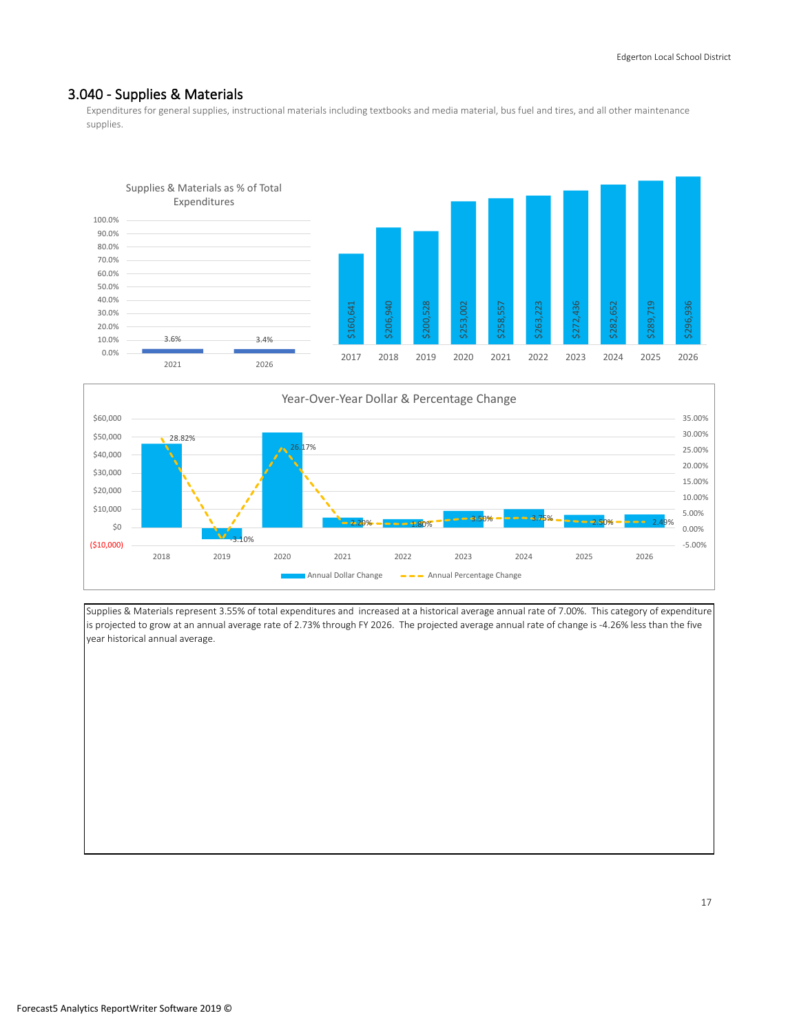## 3.040 - Supplies & Materials

Expenditures for general supplies, instructional materials including textbooks and media material, bus fuel and tires, and all other maintenance supplies.

Supplies & Materials as % of Total Expenditures

| Year | % of Total |
|---|---|
| 2021 | 3.6% |
| 2026 | 3.4% |

| 2017 | 2018 | 2019 | 2020 | 2021 | 2022 | 2023 | 2024 | 2025 | 2026 |
|---|---|---|---|---|---|---|---|---|---|
| $160,641 | $206,940 | $200,528 | $253,002 | $258,557 | $263,223 | $272,436 | $282,652 | $289,719 | $296,936 |

Year-Over-Year Dollar & Percentage Change

| | 2018 | 2019 | 2020 | 2021 | 2022 | 2023 | 2024 | 2025 | 2026 |
|---|---|---|---|---|---|---|---|---|---|
| Annual Percentage Change | 28.82% | -3.10% | 26.17% | 2.20% | 1.80% | 3.50% | 3.75% | 2.50% | 2.49% |

Supplies & Materials represent 3.55% of total expenditures and increased at a historical average annual rate of 7.00%. This category of expenditure is projected to grow at an annual average rate of 2.73% through FY 2026. The projected average annual rate of change is -4.26% less than the five year historical annual average.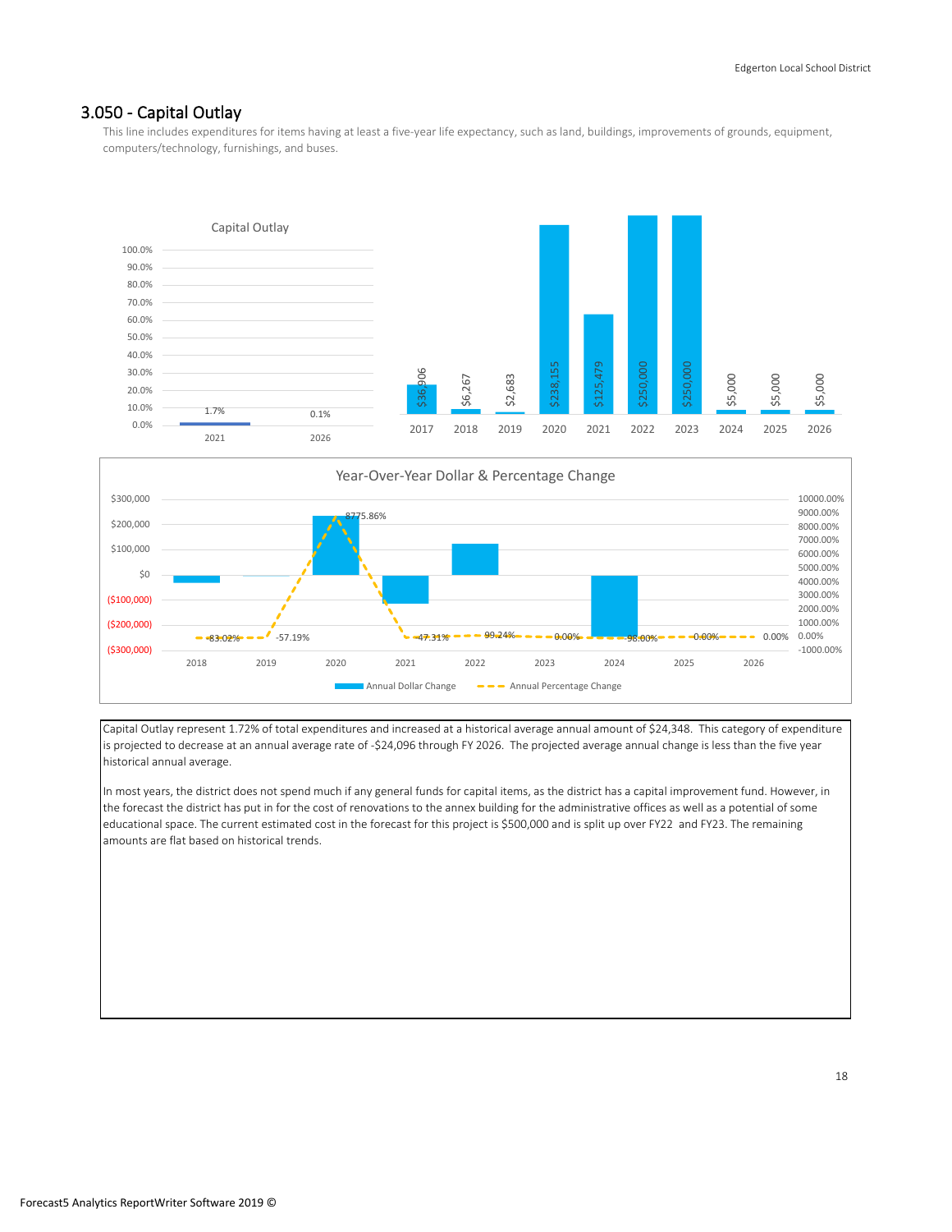## 3.050 - Capital Outlay

This line includes expenditures for items having at least a five-year life expectancy, such as land, buildings, improvements of grounds, equipment, computers/technology, furnishings, and buses.

Capital Outlay represent 1.72% of total expenditures and increased at a historical average annual amount of $24,348. This category of expenditure is projected to decrease at an annual average rate of -$24,096 through FY 2026. The projected average annual change is less than the five year historical annual average.

In most years, the district does not spend much if any general funds for capital items, as the district has a capital improvement fund. However, in the forecast the district has put in for the cost of renovations to the annex building for the administrative offices as well as a potential of some educational space. The current estimated cost in the forecast for this project is $500,000 and is split up over FY22 and FY23. The remaining amounts are flat based on historical trends.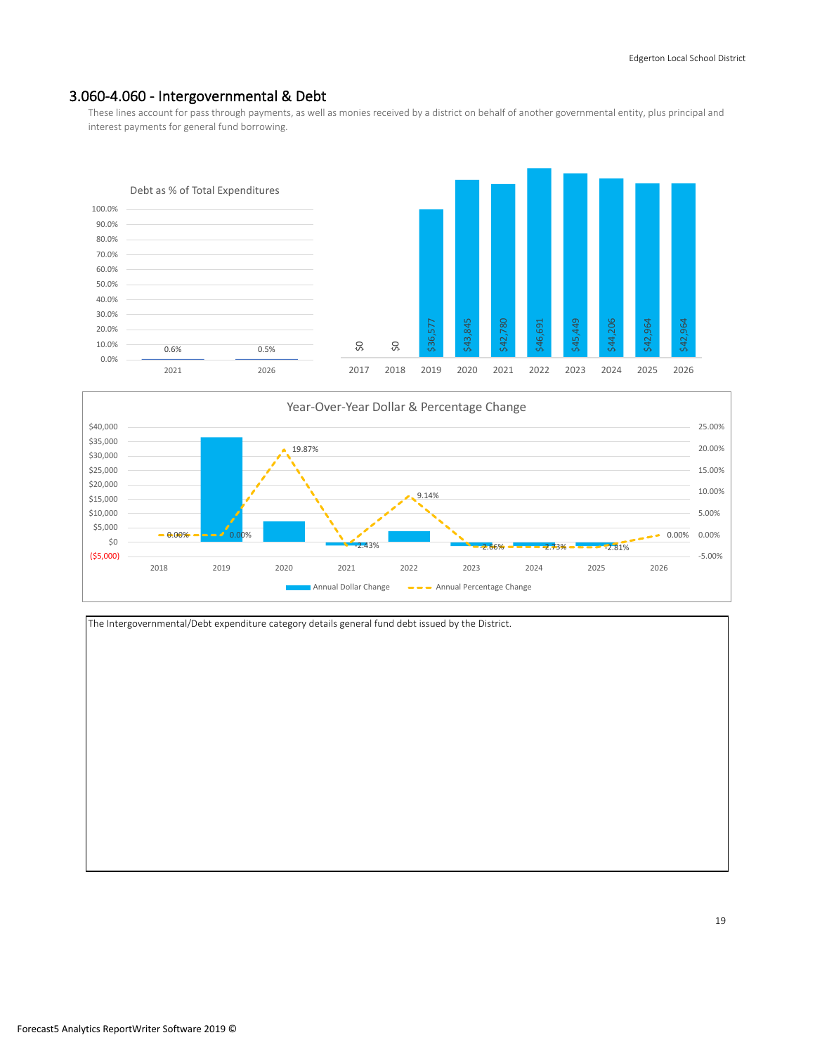## 3.060-4.060 - Intergovernmental & Debt

These lines account for pass through payments, as well as monies received by a district on behalf of another governmental entity, plus principal and interest payments for general fund borrowing.

Debt as % of Total Expenditures

| Year | Debt as % of Total Expenditures |
|---|---|
| 2021 | 0.6% |
| 2026 | 0.5% |

| 2017 | 2018 | 2019 | 2020 | 2021 | 2022 | 2023 | 2024 | 2025 | 2026 |
|---|---|---|---|---|---|---|---|---|---|
| $0 | $0 | $36,577 | $43,845 | $42,780 | $46,691 | $45,449 | $44,206 | $42,964 | $42,964 |

Year-Over-Year Dollar & Percentage Change

| Year | 2018 | 2019 | 2020 | 2021 | 2022 | 2023 | 2024 | 2025 | 2026 |
|---|---|---|---|---|---|---|---|---|---|
| Annual Percentage Change | 0.00% | 0.00% | 19.87% | -2.43% | 9.14% | -2.66% | -2.73% | -2.81% | 0.00% |

The Intergovernmental/Debt expenditure category details general fund debt issued by the District.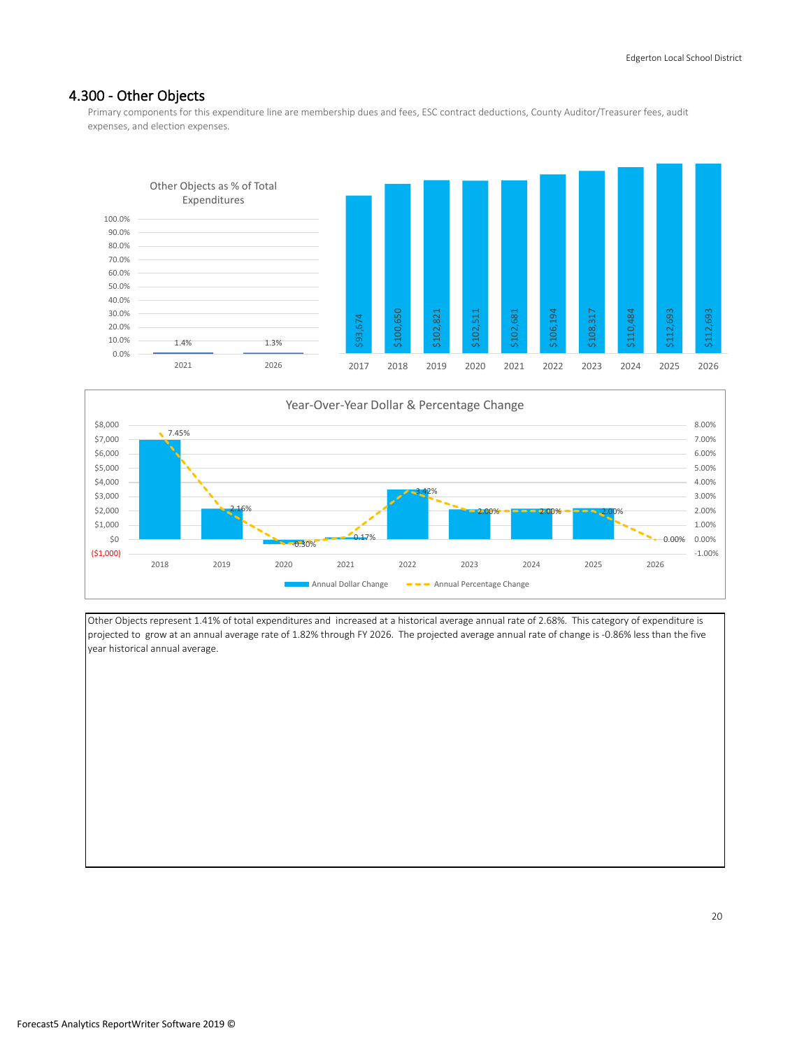## 4.300 - Other Objects

Primary components for this expenditure line are membership dues and fees, ESC contract deductions, County Auditor/Treasurer fees, audit expenses, and election expenses.

**Other Objects as % of Total Expenditures**

| Year | % |
|---|---|
| 2021 | 1.4% |
| 2026 | 1.3% |

| Year | Amount |
|---|---|
| 2017 | $93,674 |
| 2018 | $100,650 |
| 2019 | $102,821 |
| 2020 | $102,511 |
| 2021 | $102,681 |
| 2022 | $106,194 |
| 2023 | $108,317 |
| 2024 | $110,484 |
| 2025 | $112,693 |
| 2026 | $112,693 |

**Year-Over-Year Dollar & Percentage Change**

| Year | Annual Percentage Change |
|---|---|
| 2018 | 7.45% |
| 2019 | 2.16% |
| 2020 | -0.30% |
| 2021 | 0.17% |
| 2022 | 3.42% |
| 2023 | 2.00% |
| 2024 | 2.00% |
| 2025 | 2.00% |
| 2026 | 0.00% |

Other Objects represent 1.41% of total expenditures and increased at a historical average annual rate of 2.68%. This category of expenditure is projected to grow at an annual average rate of 1.82% through FY 2026. The projected average annual rate of change is -0.86% less than the five year historical annual average.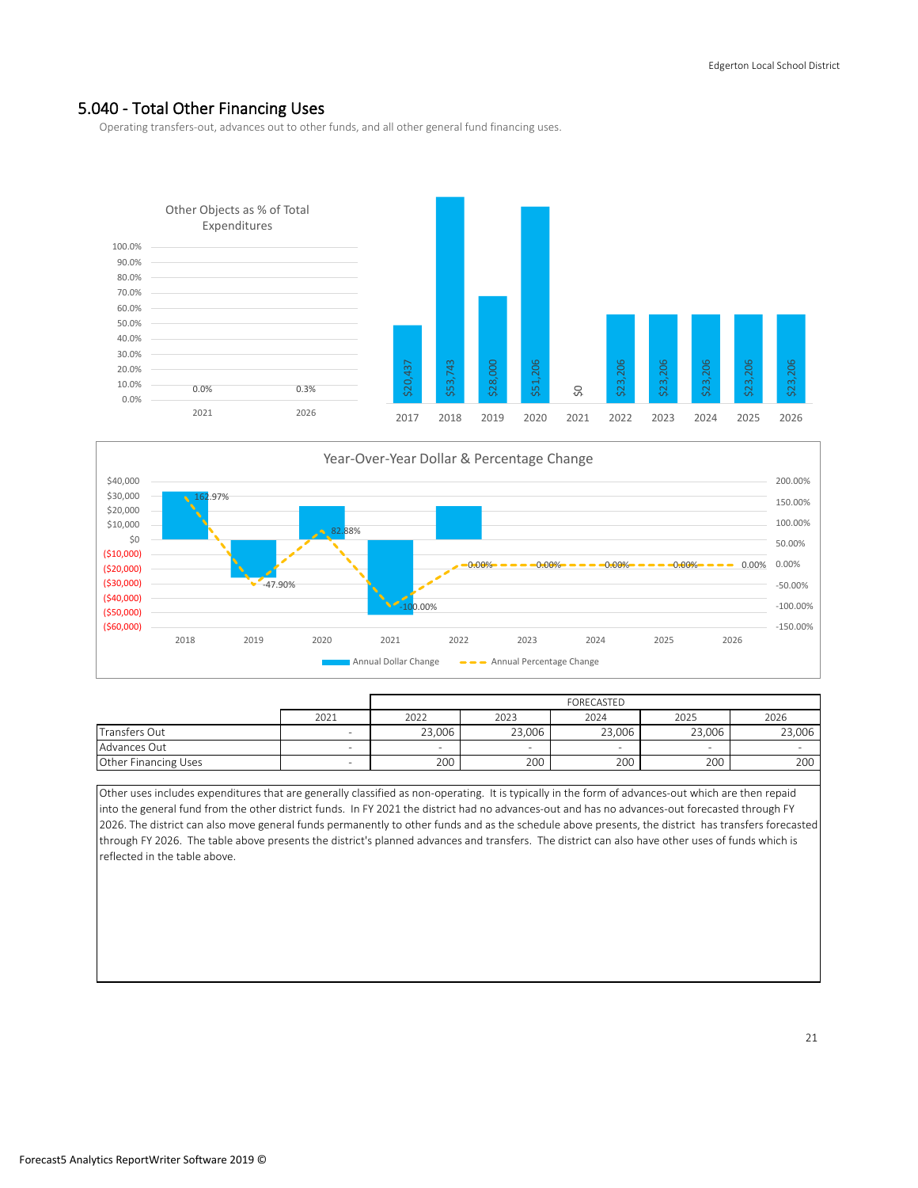## 5.040 - Total Other Financing Uses

Operating transfers-out, advances out to other funds, and all other general fund financing uses.

Other Objects as % of Total Expenditures

| | 2021 | 2026 |
|---|---|---|
| | 0.0% | 0.3% |

| 2017 | 2018 | 2019 | 2020 | 2021 | 2022 | 2023 | 2024 | 2025 | 2026 |
|---|---|---|---|---|---|---|---|---|---|
| $20,437 | $53,743 | $28,000 | $51,206 | $0 | $23,206 | $23,206 | $23,206 | $23,206 | $23,206 |

Year-Over-Year Dollar & Percentage Change

| | 2018 | 2019 | 2020 | 2021 | 2022 | 2023 | 2024 | 2025 | 2026 |
|---|---|---|---|---|---|---|---|---|---|
| Annual Percentage Change | 162.97% | -47.90% | 82.88% | -100.00% | | 0.00% | 0.00% | 0.00% | 0.00% |

| | 2021 | FORECASTED 2022 | 2023 | 2024 | 2025 | 2026 |
|---|---|---|---|---|---|---|
| Transfers Out | - | 23,006 | 23,006 | 23,006 | 23,006 | 23,006 |
| Advances Out | - | - | - | - | - | - |
| Other Financing Uses | - | 200 | 200 | 200 | 200 | 200 |

Other uses includes expenditures that are generally classified as non-operating. It is typically in the form of advances-out which are then repaid into the general fund from the other district funds. In FY 2021 the district had no advances-out and has no advances-out forecasted through FY 2026. The district can also move general funds permanently to other funds and as the schedule above presents, the district has transfers forecasted through FY 2026. The table above presents the district's planned advances and transfers. The district can also have other uses of funds which is reflected in the table above.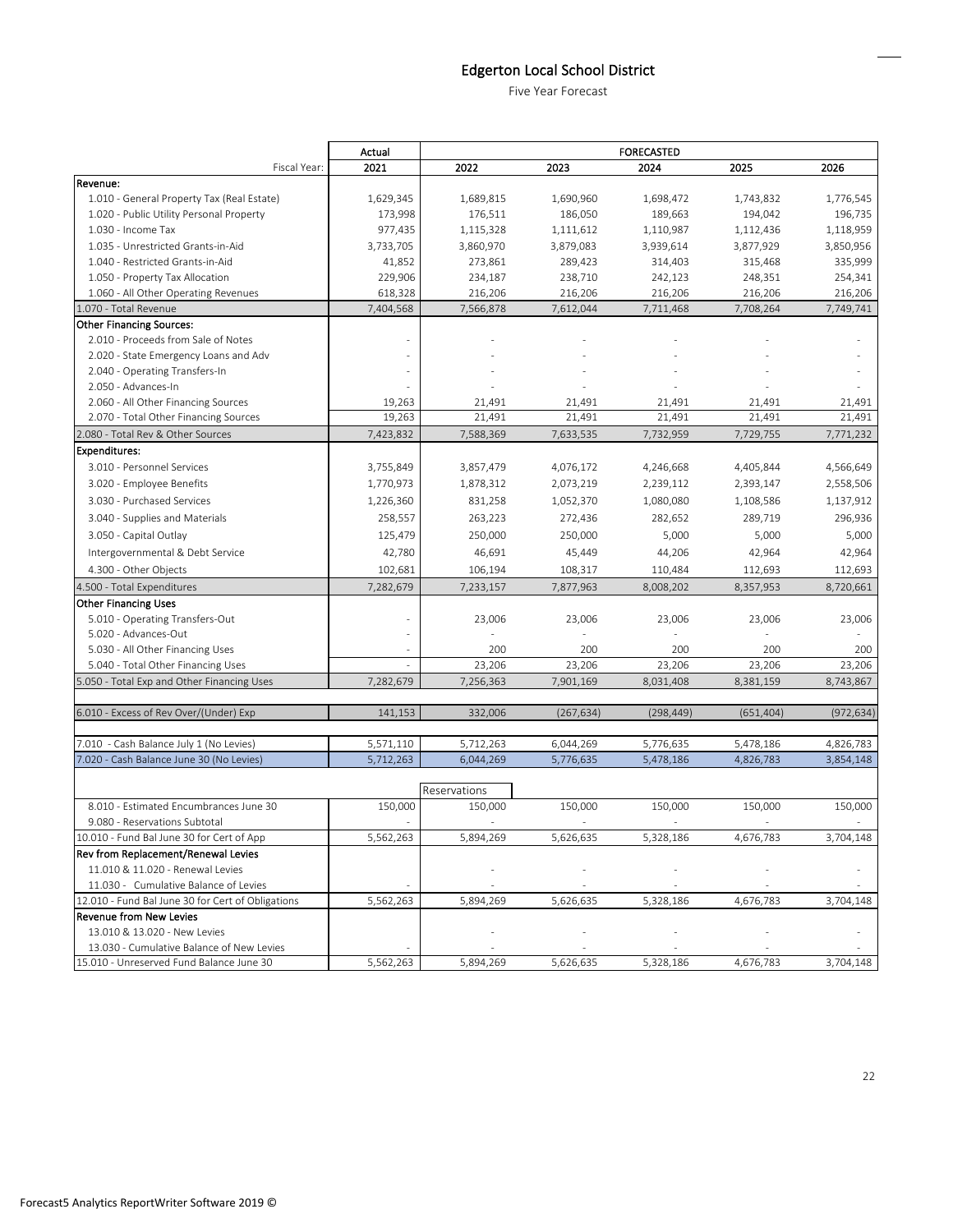# Edgerton Local School District

Five Year Forecast

| | Actual | FORECASTED | | | | |
|---|---|---|---|---|---|---|
| Fiscal Year: | 2021 | 2022 | 2023 | 2024 | 2025 | 2026 |
| **Revenue:** | | | | | | |
| 1.010 - General Property Tax (Real Estate) | 1,629,345 | 1,689,815 | 1,690,960 | 1,698,472 | 1,743,832 | 1,776,545 |
| 1.020 - Public Utility Personal Property | 173,998 | 176,511 | 186,050 | 189,663 | 194,042 | 196,735 |
| 1.030 - Income Tax | 977,435 | 1,115,328 | 1,111,612 | 1,110,987 | 1,112,436 | 1,118,959 |
| 1.035 - Unrestricted Grants-in-Aid | 3,733,705 | 3,860,970 | 3,879,083 | 3,939,614 | 3,877,929 | 3,850,956 |
| 1.040 - Restricted Grants-in-Aid | 41,852 | 273,861 | 289,423 | 314,403 | 315,468 | 335,999 |
| 1.050 - Property Tax Allocation | 229,906 | 234,187 | 238,710 | 242,123 | 248,351 | 254,341 |
| 1.060 - All Other Operating Revenues | 618,328 | 216,206 | 216,206 | 216,206 | 216,206 | 216,206 |
| 1.070 - Total Revenue | 7,404,568 | 7,566,878 | 7,612,044 | 7,711,468 | 7,708,264 | 7,749,741 |
| **Other Financing Sources:** | | | | | | |
| 2.010 - Proceeds from Sale of Notes | - | - | - | - | - | - |
| 2.020 - State Emergency Loans and Adv | - | - | - | - | - | - |
| 2.040 - Operating Transfers-In | - | - | - | - | - | - |
| 2.050 - Advances-In | - | - | - | - | - | - |
| 2.060 - All Other Financing Sources | 19,263 | 21,491 | 21,491 | 21,491 | 21,491 | 21,491 |
| 2.070 - Total Other Financing Sources | 19,263 | 21,491 | 21,491 | 21,491 | 21,491 | 21,491 |
| 2.080 - Total Rev & Other Sources | 7,423,832 | 7,588,369 | 7,633,535 | 7,732,959 | 7,729,755 | 7,771,232 |
| **Expenditures:** | | | | | | |
| 3.010 - Personnel Services | 3,755,849 | 3,857,479 | 4,076,172 | 4,246,668 | 4,405,844 | 4,566,649 |
| 3.020 - Employee Benefits | 1,770,973 | 1,878,312 | 2,073,219 | 2,239,112 | 2,393,147 | 2,558,506 |
| 3.030 - Purchased Services | 1,226,360 | 831,258 | 1,052,370 | 1,080,080 | 1,108,586 | 1,137,912 |
| 3.040 - Supplies and Materials | 258,557 | 263,223 | 272,436 | 282,652 | 289,719 | 296,936 |
| 3.050 - Capital Outlay | 125,479 | 250,000 | 250,000 | 5,000 | 5,000 | 5,000 |
| Intergovernmental & Debt Service | 42,780 | 46,691 | 45,449 | 44,206 | 42,964 | 42,964 |
| 4.300 - Other Objects | 102,681 | 106,194 | 108,317 | 110,484 | 112,693 | 112,693 |
| 4.500 - Total Expenditures | 7,282,679 | 7,233,157 | 7,877,963 | 8,008,202 | 8,357,953 | 8,720,661 |
| **Other Financing Uses** | | | | | | |
| 5.010 - Operating Transfers-Out | - | 23,006 | 23,006 | 23,006 | 23,006 | 23,006 |
| 5.020 - Advances-Out | - | - | - | - | - | - |
| 5.030 - All Other Financing Uses | - | 200 | 200 | 200 | 200 | 200 |
| 5.040 - Total Other Financing Uses | - | 23,206 | 23,206 | 23,206 | 23,206 | 23,206 |
| 5.050 - Total Exp and Other Financing Uses | 7,282,679 | 7,256,363 | 7,901,169 | 8,031,408 | 8,381,159 | 8,743,867 |
| | | | | | | |
| 6.010 - Excess of Rev Over/(Under) Exp | 141,153 | 332,006 | (267,634) | (298,449) | (651,404) | (972,634) |
| | | | | | | |
| 7.010 - Cash Balance July 1 (No Levies) | 5,571,110 | 5,712,263 | 6,044,269 | 5,776,635 | 5,478,186 | 4,826,783 |
| 7.020 - Cash Balance June 30 (No Levies) | 5,712,263 | 6,044,269 | 5,776,635 | 5,478,186 | 4,826,783 | 3,854,148 |
| | | Reservations | | | | |
| 8.010 - Estimated Encumbrances June 30 | 150,000 | 150,000 | 150,000 | 150,000 | 150,000 | 150,000 |
| 9.080 - Reservations Subtotal | - | - | - | - | - | - |
| 10.010 - Fund Bal June 30 for Cert of App | 5,562,263 | 5,894,269 | 5,626,635 | 5,328,186 | 4,676,783 | 3,704,148 |
| **Rev from Replacement/Renewal Levies** | | | | | | |
| 11.010 & 11.020 - Renewal Levies | | - | - | - | - | - |
| 11.030 - Cumulative Balance of Levies | - | - | - | - | - | - |
| 12.010 - Fund Bal June 30 for Cert of Obligations | 5,562,263 | 5,894,269 | 5,626,635 | 5,328,186 | 4,676,783 | 3,704,148 |
| **Revenue from New Levies** | | | | | | |
| 13.010 & 13.020 - New Levies | | - | - | - | - | - |
| 13.030 - Cumulative Balance of New Levies | - | - | - | - | - | - |
| 15.010 - Unreserved Fund Balance June 30 | 5,562,263 | 5,894,269 | 5,626,635 | 5,328,186 | 4,676,783 | 3,704,148 |

Forecast5 Analytics ReportWriter Software 2019 ©